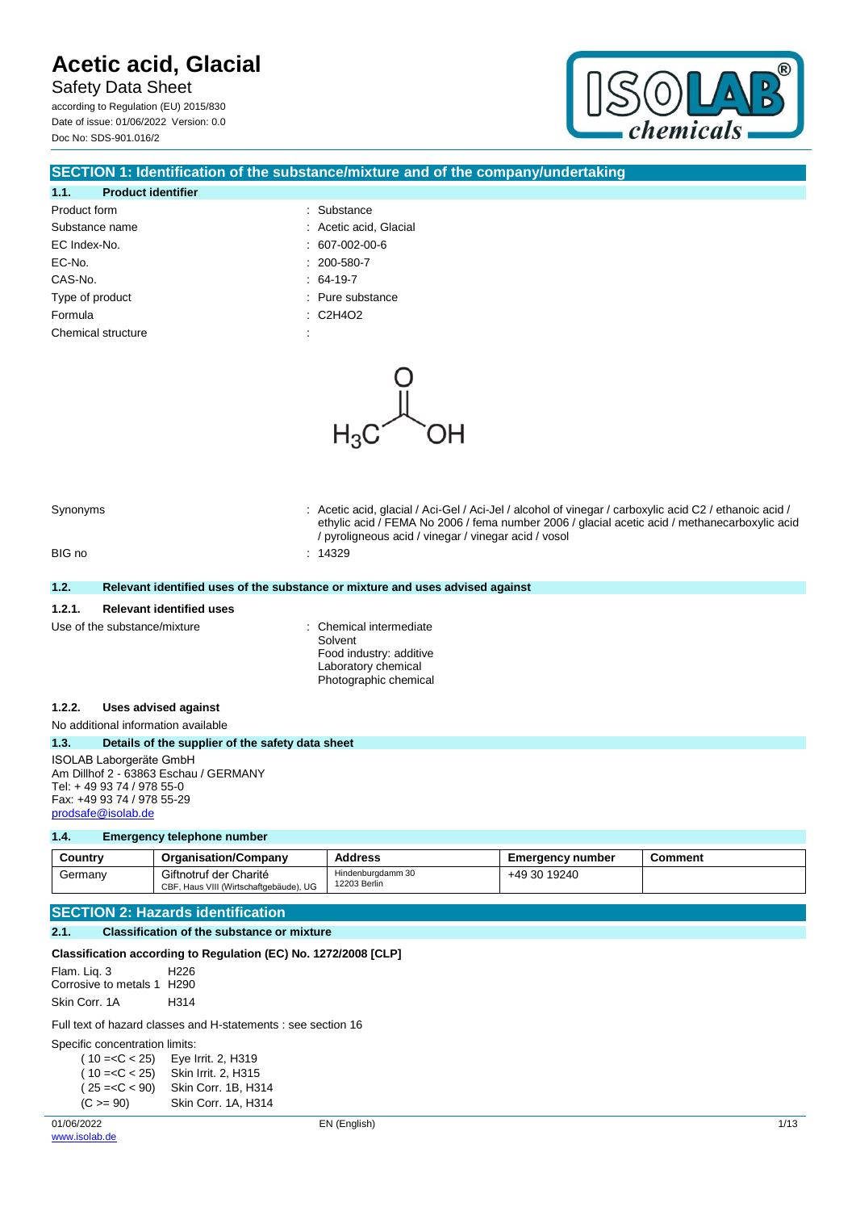# Acetic acid, Glacial

Safety Data Sheet

according to Regulation (EU) 2015/830

Date of issue: 01/06/2022 Version: 0.0

Doc No: SDS-901.016/2

## SECTION 1: Identification of the substance/mixture and of the company/undertaking

### 1.1. Product identifier

| | |
|---|---|
| Product form | : Substance |
| Substance name | : Acetic acid, Glacial |
| EC Index-No. | : 607-002-00-6 |
| EC-No. | : 200-580-7 |
| CAS-No. | : 64-19-7 |
| Type of product | : Pure substance |
| Formula | : C2H4O2 |
| Chemical structure | : |

| | |
|---|---|
| Synonyms | : Acetic acid, glacial / Aci-Gel / Aci-Jel / alcohol of vinegar / carboxylic acid C2 / ethanoic acid / ethylic acid / FEMA No 2006 / fema number 2006 / glacial acetic acid / methanecarboxylic acid / pyroligneous acid / vinegar / vinegar acid / vosol |
| BIG no | : 14329 |

### 1.2. Relevant identified uses of the substance or mixture and uses advised against

#### 1.2.1. Relevant identified uses

Use of the substance/mixture : Chemical intermediate
Solvent
Food industry: additive
Laboratory chemical
Photographic chemical

#### 1.2.2. Uses advised against

No additional information available

### 1.3. Details of the supplier of the safety data sheet

ISOLAB Laborgeräte GmbH
Am Dillhof 2 - 63863 Eschau / GERMANY
Tel: + 49 93 74 / 978 55-0
Fax: +49 93 74 / 978 55-29
prodsafe@isolab.de

### 1.4. Emergency telephone number

| Country | Organisation/Company | Address | Emergency number | Comment |
|---|---|---|---|---|
| Germany | Giftnotruf der Charité<br>CBF, Haus VIII (Wirtschaftgebäude), UG | Hindenburgdamm 30<br>12203 Berlin | +49 30 19240 | |

## SECTION 2: Hazards identification

### 2.1. Classification of the substance or mixture

**Classification according to Regulation (EC) No. 1272/2008 [CLP]**

| | |
|---|---|
| Flam. Liq. 3 | H226 |
| Corrosive to metals 1 | H290 |
| Skin Corr. 1A | H314 |

Full text of hazard classes and H-statements : see section 16

Specific concentration limits:

| | |
|---|---|
| ( 10 =<C < 25) | Eye Irrit. 2, H319 |
| ( 10 =<C < 25) | Skin Irrit. 2, H315 |
| ( 25 =<C < 90) | Skin Corr. 1B, H314 |
| (C >= 90) | Skin Corr. 1A, H314 |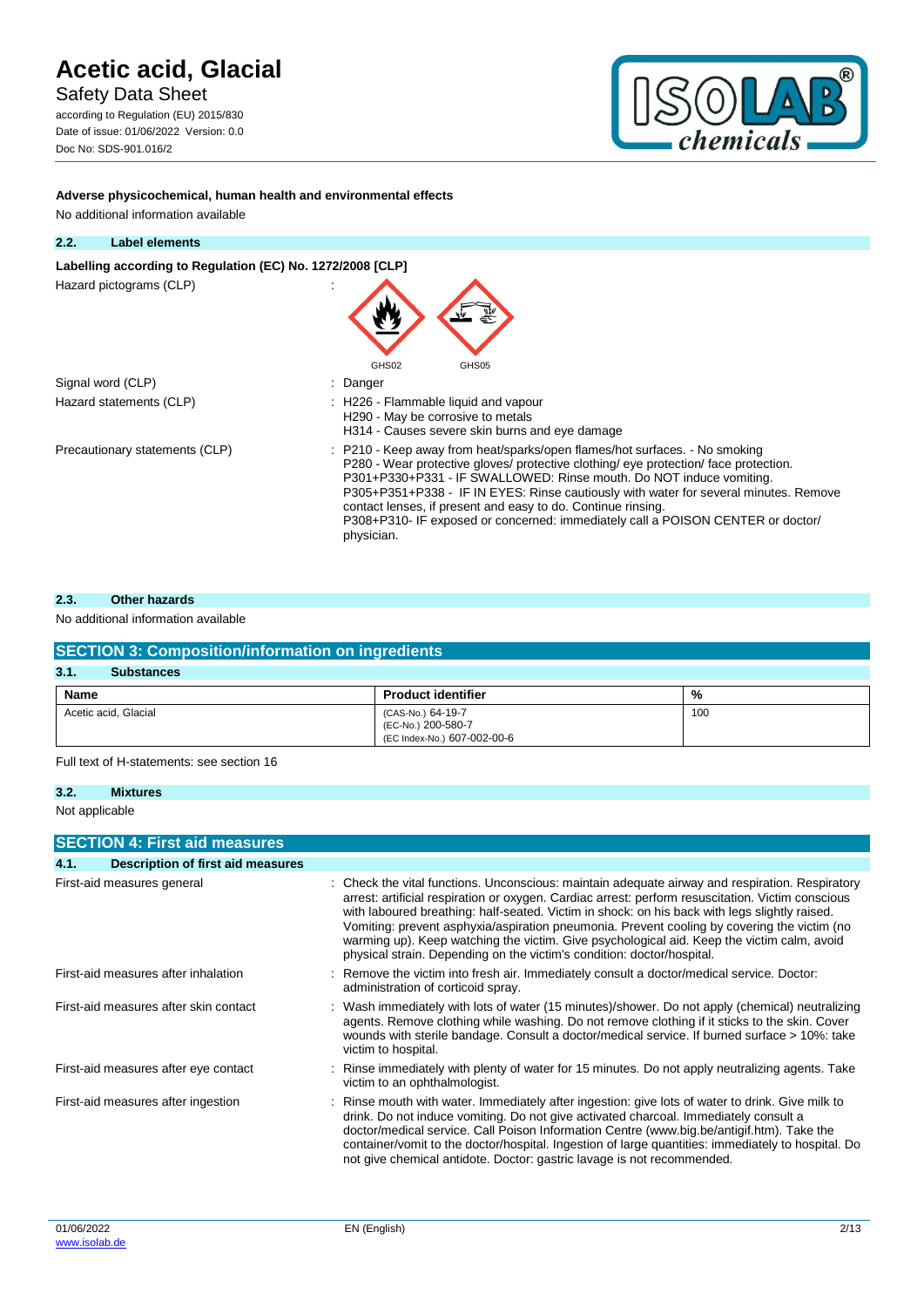**Adverse physicochemical, human health and environmental effects**

No additional information available

### 2.2. Label elements

**Labelling according to Regulation (EC) No. 1272/2008 [CLP]**

Hazard pictograms (CLP) :

GHS02 GHS05

Signal word (CLP) : Danger

Hazard statements (CLP) : H226 - Flammable liquid and vapour
H290 - May be corrosive to metals
H314 - Causes severe skin burns and eye damage

Precautionary statements (CLP) : P210 - Keep away from heat/sparks/open flames/hot surfaces. - No smoking
P280 - Wear protective gloves/ protective clothing/ eye protection/ face protection.
P301+P330+P331 - IF SWALLOWED: Rinse mouth. Do NOT induce vomiting.
P305+P351+P338 - IF IN EYES: Rinse cautiously with water for several minutes. Remove contact lenses, if present and easy to do. Continue rinsing.
P308+P310- IF exposed or concerned: immediately call a POISON CENTER or doctor/ physician.

### 2.3. Other hazards

No additional information available

## SECTION 3: Composition/information on ingredients

### 3.1. Substances

| Name | Product identifier | % |
|---|---|---|
| Acetic acid, Glacial | (CAS-No.) 64-19-7<br>(EC-No.) 200-580-7<br>(EC Index-No.) 607-002-00-6 | 100 |

Full text of H-statements: see section 16

### 3.2. Mixtures

Not applicable

## SECTION 4: First aid measures

### 4.1. Description of first aid measures

First-aid measures general : Check the vital functions. Unconscious: maintain adequate airway and respiration. Respiratory arrest: artificial respiration or oxygen. Cardiac arrest: perform resuscitation. Victim conscious with laboured breathing: half-seated. Victim in shock: on his back with legs slightly raised. Vomiting: prevent asphyxia/aspiration pneumonia. Prevent cooling by covering the victim (no warming up). Keep watching the victim. Give psychological aid. Keep the victim calm, avoid physical strain. Depending on the victim's condition: doctor/hospital.

First-aid measures after inhalation : Remove the victim into fresh air. Immediately consult a doctor/medical service. Doctor: administration of corticoid spray.

First-aid measures after skin contact : Wash immediately with lots of water (15 minutes)/shower. Do not apply (chemical) neutralizing agents. Remove clothing while washing. Do not remove clothing if it sticks to the skin. Cover wounds with sterile bandage. Consult a doctor/medical service. If burned surface > 10%: take victim to hospital.

First-aid measures after eye contact : Rinse immediately with plenty of water for 15 minutes. Do not apply neutralizing agents. Take victim to an ophthalmologist.

First-aid measures after ingestion : Rinse mouth with water. Immediately after ingestion: give lots of water to drink. Give milk to drink. Do not induce vomiting. Do not give activated charcoal. Immediately consult a doctor/medical service. Call Poison Information Centre (www.big.be/antigif.htm). Take the container/vomit to the doctor/hospital. Ingestion of large quantities: immediately to hospital. Do not give chemical antidote. Doctor: gastric lavage is not recommended.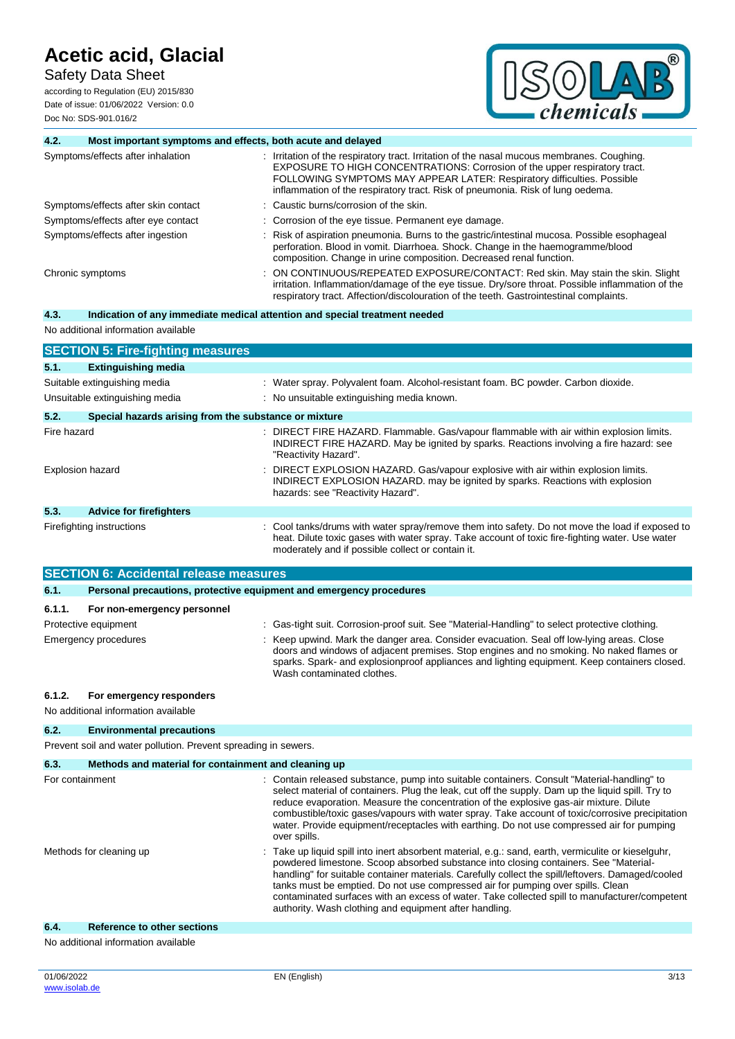### 4.2. Most important symptoms and effects, both acute and delayed

| | |
|---|---|
| Symptoms/effects after inhalation | : Irritation of the respiratory tract. Irritation of the nasal mucous membranes. Coughing. EXPOSURE TO HIGH CONCENTRATIONS: Corrosion of the upper respiratory tract. FOLLOWING SYMPTOMS MAY APPEAR LATER: Respiratory difficulties. Possible inflammation of the respiratory tract. Risk of pneumonia. Risk of lung oedema. |
| Symptoms/effects after skin contact | : Caustic burns/corrosion of the skin. |
| Symptoms/effects after eye contact | : Corrosion of the eye tissue. Permanent eye damage. |
| Symptoms/effects after ingestion | : Risk of aspiration pneumonia. Burns to the gastric/intestinal mucosa. Possible esophageal perforation. Blood in vomit. Diarrhoea. Shock. Change in the haemogramme/blood composition. Change in urine composition. Decreased renal function. |
| Chronic symptoms | : ON CONTINUOUS/REPEATED EXPOSURE/CONTACT: Red skin. May stain the skin. Slight irritation. Inflammation/damage of the eye tissue. Dry/sore throat. Possible inflammation of the respiratory tract. Affection/discolouration of the teeth. Gastrointestinal complaints. |

### 4.3. Indication of any immediate medical attention and special treatment needed

No additional information available

## SECTION 5: Fire-fighting measures

### 5.1. Extinguishing media

| | |
|---|---|
| Suitable extinguishing media | : Water spray. Polyvalent foam. Alcohol-resistant foam. BC powder. Carbon dioxide. |
| Unsuitable extinguishing media | : No unsuitable extinguishing media known. |

### 5.2. Special hazards arising from the substance or mixture

| | |
|---|---|
| Fire hazard | : DIRECT FIRE HAZARD. Flammable. Gas/vapour flammable with air within explosion limits. INDIRECT FIRE HAZARD. May be ignited by sparks. Reactions involving a fire hazard: see "Reactivity Hazard". |
| Explosion hazard | : DIRECT EXPLOSION HAZARD. Gas/vapour explosive with air within explosion limits. INDIRECT EXPLOSION HAZARD. may be ignited by sparks. Reactions with explosion hazards: see "Reactivity Hazard". |

### 5.3. Advice for firefighters

| | |
|---|---|
| Firefighting instructions | : Cool tanks/drums with water spray/remove them into safety. Do not move the load if exposed to heat. Dilute toxic gases with water spray. Take account of toxic fire-fighting water. Use water moderately and if possible collect or contain it. |

## SECTION 6: Accidental release measures

### 6.1. Personal precautions, protective equipment and emergency procedures

#### 6.1.1. For non-emergency personnel

| | |
|---|---|
| Protective equipment | : Gas-tight suit. Corrosion-proof suit. See "Material-Handling" to select protective clothing. |
| Emergency procedures | : Keep upwind. Mark the danger area. Consider evacuation. Seal off low-lying areas. Close doors and windows of adjacent premises. Stop engines and no smoking. No naked flames or sparks. Spark- and explosionproof appliances and lighting equipment. Keep containers closed. Wash contaminated clothes. |

#### 6.1.2. For emergency responders

No additional information available

### 6.2. Environmental precautions

Prevent soil and water pollution. Prevent spreading in sewers.

### 6.3. Methods and material for containment and cleaning up

| | |
|---|---|
| For containment | : Contain released substance, pump into suitable containers. Consult "Material-handling" to select material of containers. Plug the leak, cut off the supply. Dam up the liquid spill. Try to reduce evaporation. Measure the concentration of the explosive gas-air mixture. Dilute combustible/toxic gases/vapours with water spray. Take account of toxic/corrosive precipitation water. Provide equipment/receptacles with earthing. Do not use compressed air for pumping over spills. |
| Methods for cleaning up | : Take up liquid spill into inert absorbent material, e.g.: sand, earth, vermiculite or kieselguhr, powdered limestone. Scoop absorbed substance into closing containers. See "Material-handling" for suitable container materials. Carefully collect the spill/leftovers. Damaged/cooled tanks must be emptied. Do not use compressed air for pumping over spills. Clean contaminated surfaces with an excess of water. Take collected spill to manufacturer/competent authority. Wash clothing and equipment after handling. |

### 6.4. Reference to other sections

No additional information available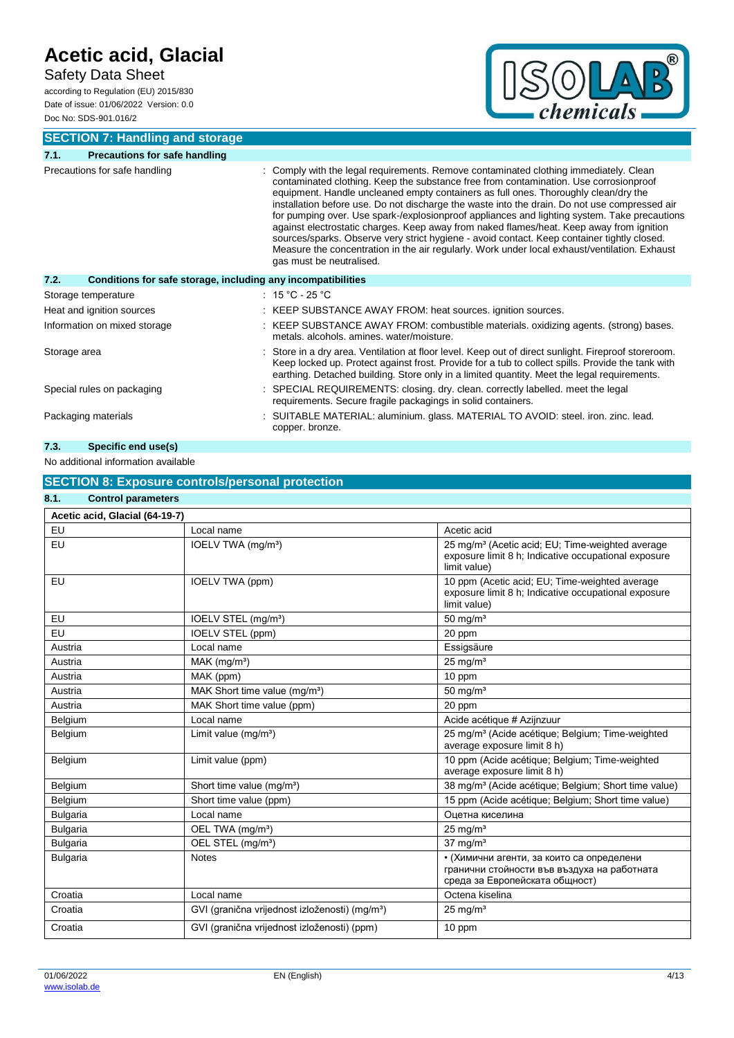## SECTION 7: Handling and storage

### 7.1. Precautions for safe handling

Precautions for safe handling : Comply with the legal requirements. Remove contaminated clothing immediately. Clean contaminated clothing. Keep the substance free from contamination. Use corrosionproof equipment. Handle uncleaned empty containers as full ones. Thoroughly clean/dry the installation before use. Do not discharge the waste into the drain. Do not use compressed air for pumping over. Use spark-/explosionproof appliances and lighting system. Take precautions against electrostatic charges. Keep away from naked flames/heat. Keep away from ignition sources/sparks. Observe very strict hygiene - avoid contact. Keep container tightly closed. Measure the concentration in the air regularly. Work under local exhaust/ventilation. Exhaust gas must be neutralised.

### 7.2. Conditions for safe storage, including any incompatibilities

Storage temperature : 15 °C - 25 °C

Heat and ignition sources : KEEP SUBSTANCE AWAY FROM: heat sources. ignition sources.

Information on mixed storage : KEEP SUBSTANCE AWAY FROM: combustible materials. oxidizing agents. (strong) bases. metals. alcohols. amines. water/moisture.

Storage area : Store in a dry area. Ventilation at floor level. Keep out of direct sunlight. Fireproof storeroom. Keep locked up. Protect against frost. Provide for a tub to collect spills. Provide the tank with earthing. Detached building. Store only in a limited quantity. Meet the legal requirements.

Special rules on packaging : SPECIAL REQUIREMENTS: closing. dry. clean. correctly labelled. meet the legal requirements. Secure fragile packagings in solid containers.

Packaging materials : SUITABLE MATERIAL: aluminium. glass. MATERIAL TO AVOID: steel. iron. zinc. lead. copper. bronze.

### 7.3. Specific end use(s)

No additional information available

## SECTION 8: Exposure controls/personal protection

### 8.1. Control parameters

| Acetic acid, Glacial (64-19-7) | | |
|---|---|---|
| EU | Local name | Acetic acid |
| EU | IOELV TWA (mg/m³) | 25 mg/m³ (Acetic acid; EU; Time-weighted average exposure limit 8 h; Indicative occupational exposure limit value) |
| EU | IOELV TWA (ppm) | 10 ppm (Acetic acid; EU; Time-weighted average exposure limit 8 h; Indicative occupational exposure limit value) |
| EU | IOELV STEL (mg/m³) | 50 mg/m³ |
| EU | IOELV STEL (ppm) | 20 ppm |
| Austria | Local name | Essigsäure |
| Austria | MAK (mg/m³) | 25 mg/m³ |
| Austria | MAK (ppm) | 10 ppm |
| Austria | MAK Short time value (mg/m³) | 50 mg/m³ |
| Austria | MAK Short time value (ppm) | 20 ppm |
| Belgium | Local name | Acide acétique # Azijnzuur |
| Belgium | Limit value (mg/m³) | 25 mg/m³ (Acide acétique; Belgium; Time-weighted average exposure limit 8 h) |
| Belgium | Limit value (ppm) | 10 ppm (Acide acétique; Belgium; Time-weighted average exposure limit 8 h) |
| Belgium | Short time value (mg/m³) | 38 mg/m³ (Acide acétique; Belgium; Short time value) |
| Belgium | Short time value (ppm) | 15 ppm (Acide acétique; Belgium; Short time value) |
| Bulgaria | Local name | Оцетна киселина |
| Bulgaria | OEL TWA (mg/m³) | 25 mg/m³ |
| Bulgaria | OEL STEL (mg/m³) | 37 mg/m³ |
| Bulgaria | Notes | • (Химични агенти, за които са определени гранични стойности във въздуха на работната среда за Европейската общност) |
| Croatia | Local name | Octena kiselina |
| Croatia | GVI (granična vrijednost izloženosti) (mg/m³) | 25 mg/m³ |
| Croatia | GVI (granična vrijednost izloženosti) (ppm) | 10 ppm |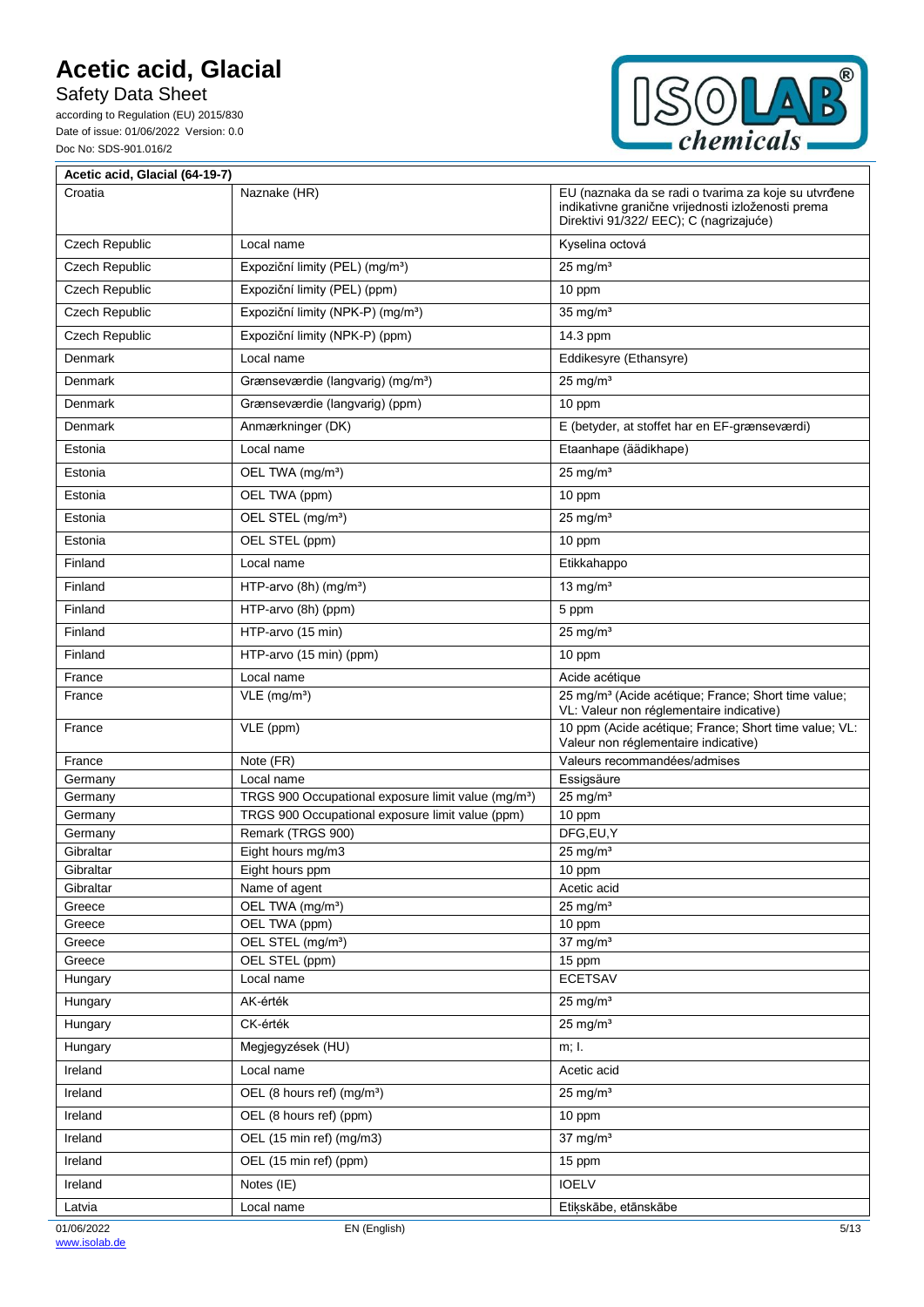| Acetic acid, Glacial (64-19-7) | | |
|---|---|---|
| Croatia | Naznake (HR) | EU (naznaka da se radi o tvarima za koje su utvrđene indikativne granične vrijednosti izloženosti prema Direktivi 91/322/ EEC); C (nagrizajuće) |
| Czech Republic | Local name | Kyselina octová |
| Czech Republic | Expoziční limity (PEL) (mg/m³) | 25 mg/m³ |
| Czech Republic | Expoziční limity (PEL) (ppm) | 10 ppm |
| Czech Republic | Expoziční limity (NPK-P) (mg/m³) | 35 mg/m³ |
| Czech Republic | Expoziční limity (NPK-P) (ppm) | 14.3 ppm |
| Denmark | Local name | Eddikesyre (Ethansyre) |
| Denmark | Grænseværdie (langvarig) (mg/m³) | 25 mg/m³ |
| Denmark | Grænseværdie (langvarig) (ppm) | 10 ppm |
| Denmark | Anmærkninger (DK) | E (betyder, at stoffet har en EF-grænseværdi) |
| Estonia | Local name | Etaanhape (äädikhape) |
| Estonia | OEL TWA (mg/m³) | 25 mg/m³ |
| Estonia | OEL TWA (ppm) | 10 ppm |
| Estonia | OEL STEL (mg/m³) | 25 mg/m³ |
| Estonia | OEL STEL (ppm) | 10 ppm |
| Finland | Local name | Etikkahappo |
| Finland | HTP-arvo (8h) (mg/m³) | 13 mg/m³ |
| Finland | HTP-arvo (8h) (ppm) | 5 ppm |
| Finland | HTP-arvo (15 min) | 25 mg/m³ |
| Finland | HTP-arvo (15 min) (ppm) | 10 ppm |
| France | Local name | Acide acétique |
| France | VLE (mg/m³) | 25 mg/m³ (Acide acétique; France; Short time value; VL: Valeur non réglementaire indicative) |
| France | VLE (ppm) | 10 ppm (Acide acétique; France; Short time value; VL: Valeur non réglementaire indicative) |
| France | Note (FR) | Valeurs recommandées/admises |
| Germany | Local name | Essigsäure |
| Germany | TRGS 900 Occupational exposure limit value (mg/m³) | 25 mg/m³ |
| Germany | TRGS 900 Occupational exposure limit value (ppm) | 10 ppm |
| Germany | Remark (TRGS 900) | DFG,EU,Y |
| Gibraltar | Eight hours mg/m3 | 25 mg/m³ |
| Gibraltar | Eight hours ppm | 10 ppm |
| Gibraltar | Name of agent | Acetic acid |
| Greece | OEL TWA (mg/m³) | 25 mg/m³ |
| Greece | OEL TWA (ppm) | 10 ppm |
| Greece | OEL STEL (mg/m³) | 37 mg/m³ |
| Greece | OEL STEL (ppm) | 15 ppm |
| Hungary | Local name | ECETSAV |
| Hungary | AK-érték | 25 mg/m³ |
| Hungary | CK-érték | 25 mg/m³ |
| Hungary | Megjegyzések (HU) | m; I. |
| Ireland | Local name | Acetic acid |
| Ireland | OEL (8 hours ref) (mg/m³) | 25 mg/m³ |
| Ireland | OEL (8 hours ref) (ppm) | 10 ppm |
| Ireland | OEL (15 min ref) (mg/m3) | 37 mg/m³ |
| Ireland | OEL (15 min ref) (ppm) | 15 ppm |
| Ireland | Notes (IE) | IOELV |
| Latvia | Local name | Etiķskābe, etānskābe |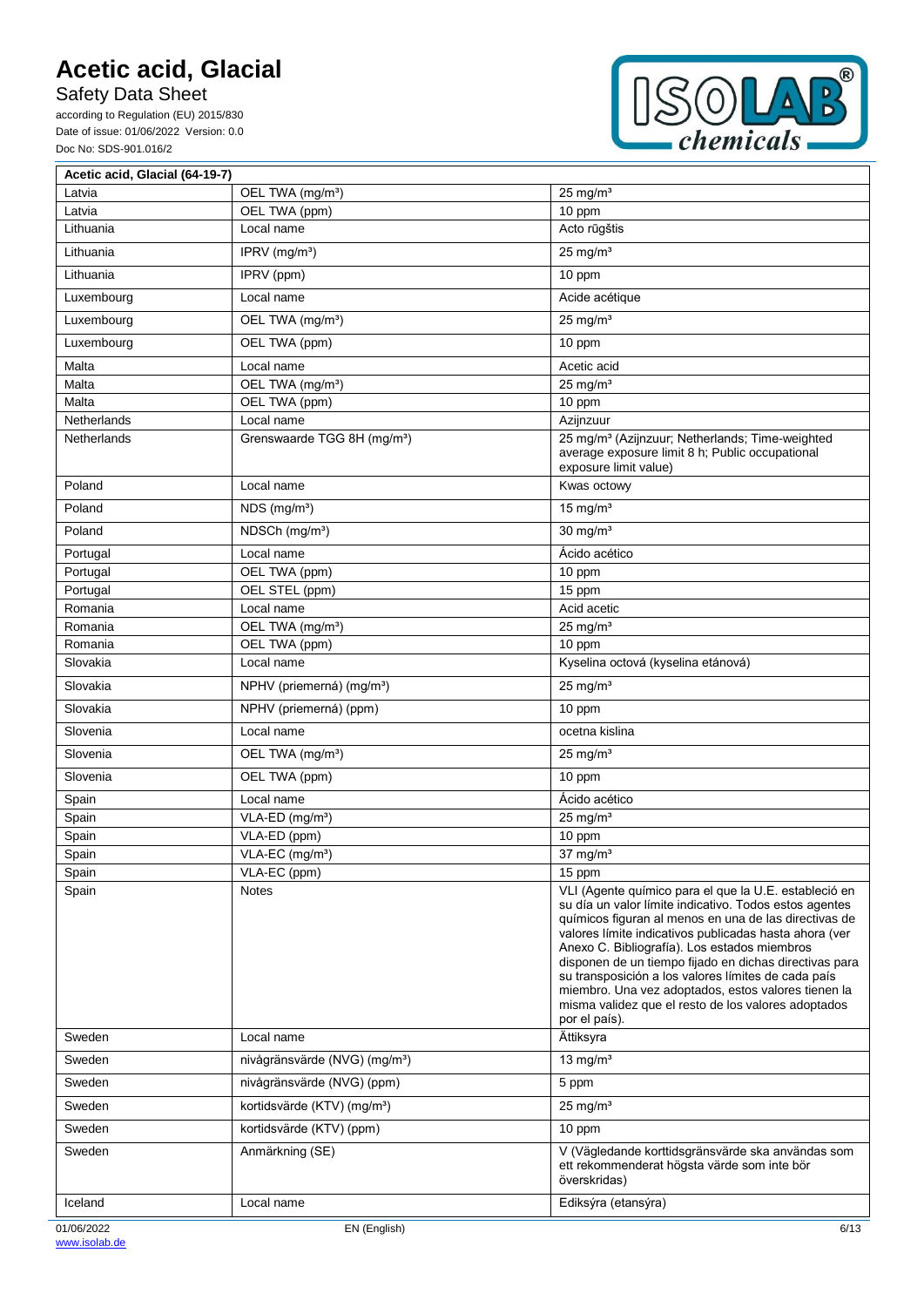| Acetic acid, Glacial (64-19-7) | | |
|---|---|---|
| Latvia | OEL TWA (mg/m³) | 25 mg/m³ |
| Latvia | OEL TWA (ppm) | 10 ppm |
| Lithuania | Local name | Acto rūgštis |
| Lithuania | IPRV (mg/m³) | 25 mg/m³ |
| Lithuania | IPRV (ppm) | 10 ppm |
| Luxembourg | Local name | Acide acétique |
| Luxembourg | OEL TWA (mg/m³) | 25 mg/m³ |
| Luxembourg | OEL TWA (ppm) | 10 ppm |
| Malta | Local name | Acetic acid |
| Malta | OEL TWA (mg/m³) | 25 mg/m³ |
| Malta | OEL TWA (ppm) | 10 ppm |
| Netherlands | Local name | Azijnzuur |
| Netherlands | Grenswaarde TGG 8H (mg/m³) | 25 mg/m³ (Azijnzuur; Netherlands; Time-weighted average exposure limit 8 h; Public occupational exposure limit value) |
| Poland | Local name | Kwas octowy |
| Poland | NDS (mg/m³) | 15 mg/m³ |
| Poland | NDSCh (mg/m³) | 30 mg/m³ |
| Portugal | Local name | Ácido acético |
| Portugal | OEL TWA (ppm) | 10 ppm |
| Portugal | OEL STEL (ppm) | 15 ppm |
| Romania | Local name | Acid acetic |
| Romania | OEL TWA (mg/m³) | 25 mg/m³ |
| Romania | OEL TWA (ppm) | 10 ppm |
| Slovakia | Local name | Kyselina octová (kyselina etánová) |
| Slovakia | NPHV (priemerná) (mg/m³) | 25 mg/m³ |
| Slovakia | NPHV (priemerná) (ppm) | 10 ppm |
| Slovenia | Local name | ocetna kislina |
| Slovenia | OEL TWA (mg/m³) | 25 mg/m³ |
| Slovenia | OEL TWA (ppm) | 10 ppm |
| Spain | Local name | Ácido acético |
| Spain | VLA-ED (mg/m³) | 25 mg/m³ |
| Spain | VLA-ED (ppm) | 10 ppm |
| Spain | VLA-EC (mg/m³) | 37 mg/m³ |
| Spain | VLA-EC (ppm) | 15 ppm |
| Spain | Notes | VLI (Agente químico para el que la U.E. estableció en su día un valor límite indicativo. Todos estos agentes químicos figuran al menos en una de las directivas de valores límite indicativos publicadas hasta ahora (ver Anexo C. Bibliografía). Los estados miembros disponen de un tiempo fijado en dichas directivas para su transposición a los valores límites de cada país miembro. Una vez adoptados, estos valores tienen la misma validez que el resto de los valores adoptados por el país). |
| Sweden | Local name | Ättiksyra |
| Sweden | nivågränsvärde (NVG) (mg/m³) | 13 mg/m³ |
| Sweden | nivågränsvärde (NVG) (ppm) | 5 ppm |
| Sweden | kortidsvärde (KTV) (mg/m³) | 25 mg/m³ |
| Sweden | kortidsvärde (KTV) (ppm) | 10 ppm |
| Sweden | Anmärkning (SE) | V (Vägledande korttidsgränsvärde ska användas som ett rekommenderat högsta värde som inte bör överskridas) |
| Iceland | Local name | Ediksýra (etansýra) |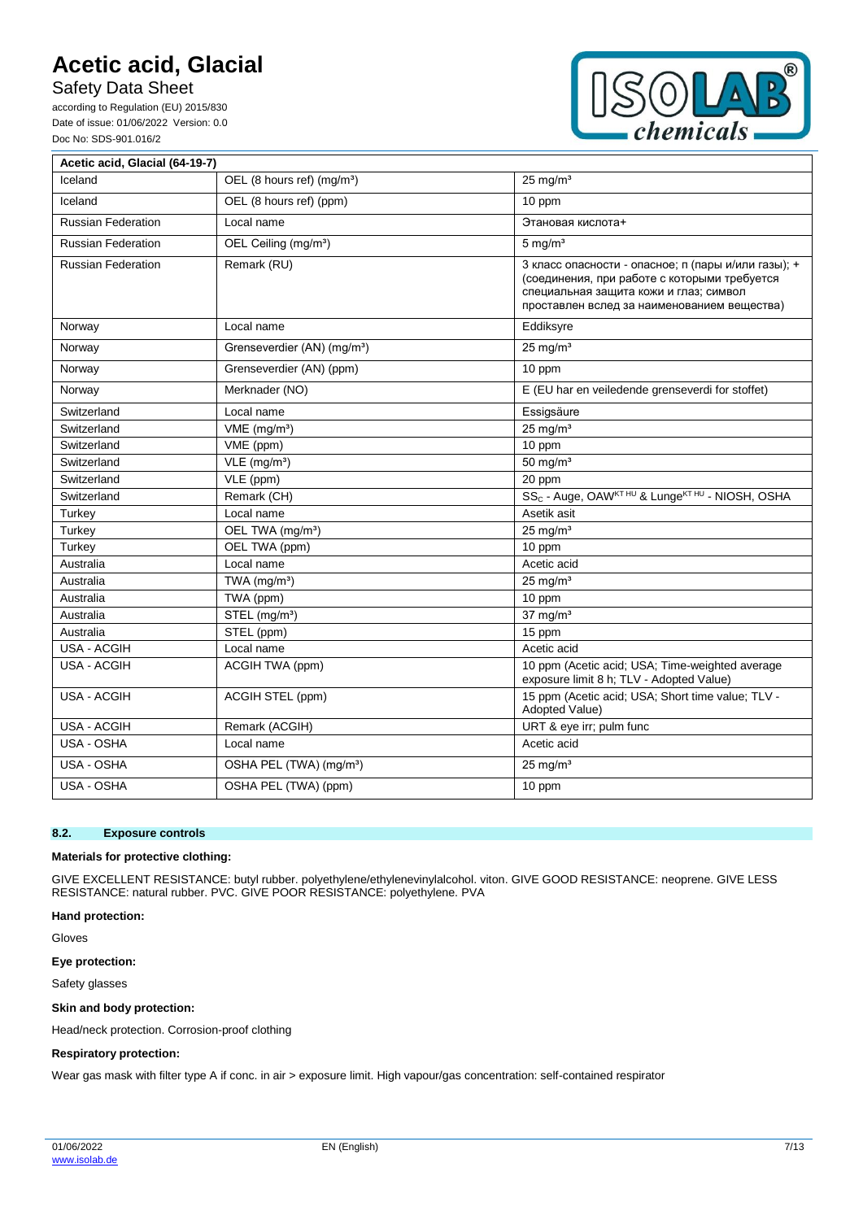| Acetic acid, Glacial (64-19-7) | | |
|---|---|---|
| Iceland | OEL (8 hours ref) (mg/m³) | 25 mg/m³ |
| Iceland | OEL (8 hours ref) (ppm) | 10 ppm |
| Russian Federation | Local name | Этановая кислота+ |
| Russian Federation | OEL Ceiling (mg/m³) | 5 mg/m³ |
| Russian Federation | Remark (RU) | 3 класс опасности - опасное; п (пары и/или газы); + (соединения, при работе с которыми требуется специальная защита кожи и глаз; символ проставлен вслед за наименованием вещества) |
| Norway | Local name | Eddiksyre |
| Norway | Grenseverdier (AN) (mg/m³) | 25 mg/m³ |
| Norway | Grenseverdier (AN) (ppm) | 10 ppm |
| Norway | Merknader (NO) | E (EU har en veiledende grenseverdi for stoffet) |
| Switzerland | Local name | Essigsäure |
| Switzerland | VME (mg/m³) | 25 mg/m³ |
| Switzerland | VME (ppm) | 10 ppm |
| Switzerland | VLE (mg/m³) | 50 mg/m³ |
| Switzerland | VLE (ppm) | 20 ppm |
| Switzerland | Remark (CH) | $SS_C$ - Auge, OAW$^{KT\ HU}$ & Lunge$^{KT\ HU}$ - NIOSH, OSHA |
| Turkey | Local name | Asetik asit |
| Turkey | OEL TWA (mg/m³) | 25 mg/m³ |
| Turkey | OEL TWA (ppm) | 10 ppm |
| Australia | Local name | Acetic acid |
| Australia | TWA (mg/m³) | 25 mg/m³ |
| Australia | TWA (ppm) | 10 ppm |
| Australia | STEL (mg/m³) | 37 mg/m³ |
| Australia | STEL (ppm) | 15 ppm |
| USA - ACGIH | Local name | Acetic acid |
| USA - ACGIH | ACGIH TWA (ppm) | 10 ppm (Acetic acid; USA; Time-weighted average exposure limit 8 h; TLV - Adopted Value) |
| USA - ACGIH | ACGIH STEL (ppm) | 15 ppm (Acetic acid; USA; Short time value; TLV - Adopted Value) |
| USA - ACGIH | Remark (ACGIH) | URT & eye irr; pulm func |
| USA - OSHA | Local name | Acetic acid |
| USA - OSHA | OSHA PEL (TWA) (mg/m³) | 25 mg/m³ |
| USA - OSHA | OSHA PEL (TWA) (ppm) | 10 ppm |

## 8.2. Exposure controls

**Materials for protective clothing:**

GIVE EXCELLENT RESISTANCE: butyl rubber. polyethylene/ethylenevinylalcohol. viton. GIVE GOOD RESISTANCE: neoprene. GIVE LESS RESISTANCE: natural rubber. PVC. GIVE POOR RESISTANCE: polyethylene. PVA

**Hand protection:**

Gloves

**Eye protection:**

Safety glasses

**Skin and body protection:**

Head/neck protection. Corrosion-proof clothing

**Respiratory protection:**

Wear gas mask with filter type A if conc. in air > exposure limit. High vapour/gas concentration: self-contained respirator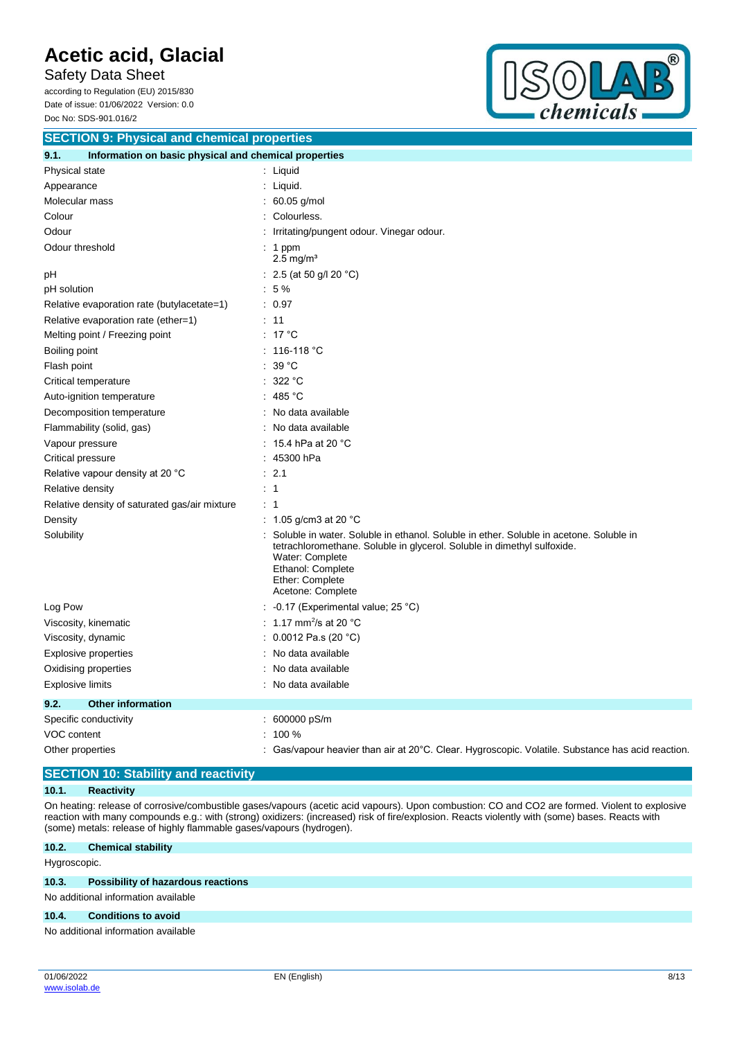## SECTION 9: Physical and chemical properties

### 9.1. Information on basic physical and chemical properties

| | |
|---|---|
| Physical state | : Liquid |
| Appearance | : Liquid. |
| Molecular mass | : 60.05 g/mol |
| Colour | : Colourless. |
| Odour | : Irritating/pungent odour. Vinegar odour. |
| Odour threshold | : 1 ppm<br>2.5 mg/m³ |
| pH | : 2.5 (at 50 g/l 20 °C) |
| pH solution | : 5 % |
| Relative evaporation rate (butylacetate=1) | : 0.97 |
| Relative evaporation rate (ether=1) | : 11 |
| Melting point / Freezing point | : 17 °C |
| Boiling point | : 116-118 °C |
| Flash point | : 39 °C |
| Critical temperature | : 322 °C |
| Auto-ignition temperature | : 485 °C |
| Decomposition temperature | : No data available |
| Flammability (solid, gas) | : No data available |
| Vapour pressure | : 15.4 hPa at 20 °C |
| Critical pressure | : 45300 hPa |
| Relative vapour density at 20 °C | : 2.1 |
| Relative density | : 1 |
| Relative density of saturated gas/air mixture | : 1 |
| Density | : 1.05 g/cm3 at 20 °C |
| Solubility | : Soluble in water. Soluble in ethanol. Soluble in ether. Soluble in acetone. Soluble in tetrachloromethane. Soluble in glycerol. Soluble in dimethyl sulfoxide.<br>Water: Complete<br>Ethanol: Complete<br>Ether: Complete<br>Acetone: Complete |
| Log Pow | : -0.17 (Experimental value; 25 °C) |
| Viscosity, kinematic | : 1.17 mm²/s at 20 °C |
| Viscosity, dynamic | : 0.0012 Pa.s (20 °C) |
| Explosive properties | : No data available |
| Oxidising properties | : No data available |
| Explosive limits | : No data available |

### 9.2. Other information

| | |
|---|---|
| Specific conductivity | : 600000 pS/m |
| VOC content | : 100 % |
| Other properties | : Gas/vapour heavier than air at 20°C. Clear. Hygroscopic. Volatile. Substance has acid reaction. |

## SECTION 10: Stability and reactivity

### 10.1. Reactivity

On heating: release of corrosive/combustible gases/vapours (acetic acid vapours). Upon combustion: CO and CO2 are formed. Violent to explosive reaction with many compounds e.g.: with (strong) oxidizers: (increased) risk of fire/explosion. Reacts violently with (some) bases. Reacts with (some) metals: release of highly flammable gases/vapours (hydrogen).

### 10.2. Chemical stability

Hygroscopic.

### 10.3. Possibility of hazardous reactions

No additional information available

### 10.4. Conditions to avoid

No additional information available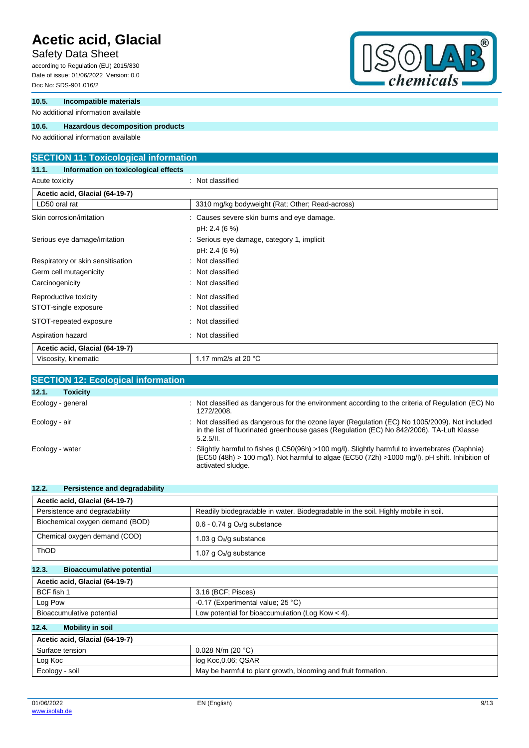### 10.5. Incompatible materials

No additional information available

### 10.6. Hazardous decomposition products

No additional information available

## SECTION 11: Toxicological information

### 11.1. Information on toxicological effects

Acute toxicity : Not classified

| Acetic acid, Glacial (64-19-7) | |
|---|---|
| LD50 oral rat | 3310 mg/kg bodyweight (Rat; Other; Read-across) |

Skin corrosion/irritation : Causes severe skin burns and eye damage.
pH: 2.4 (6 %)

Serious eye damage/irritation : Serious eye damage, category 1, implicit
pH: 2.4 (6 %)

Respiratory or skin sensitisation : Not classified

Germ cell mutagenicity : Not classified

Carcinogenicity : Not classified

Reproductive toxicity : Not classified

STOT-single exposure : Not classified

STOT-repeated exposure : Not classified

Aspiration hazard : Not classified

| Acetic acid, Glacial (64-19-7) | |
|---|---|
| Viscosity, kinematic | 1.17 mm2/s at 20 °C |

## SECTION 12: Ecological information

### 12.1. Toxicity

Ecology - general : Not classified as dangerous for the environment according to the criteria of Regulation (EC) No 1272/2008.

Ecology - air : Not classified as dangerous for the ozone layer (Regulation (EC) No 1005/2009). Not included in the list of fluorinated greenhouse gases (Regulation (EC) No 842/2006). TA-Luft Klasse 5.2.5/II.

Ecology - water : Slightly harmful to fishes (LC50(96h) >100 mg/l). Slightly harmful to invertebrates (Daphnia) (EC50 (48h) > 100 mg/l). Not harmful to algae (EC50 (72h) >1000 mg/l). pH shift. Inhibition of activated sludge.

### 12.2. Persistence and degradability

| Acetic acid, Glacial (64-19-7) | |
|---|---|
| Persistence and degradability | Readily biodegradable in water. Biodegradable in the soil. Highly mobile in soil. |
| Biochemical oxygen demand (BOD) | 0.6 - 0.74 g $O_2$/g substance |
| Chemical oxygen demand (COD) | 1.03 g $O_2$/g substance |
| ThOD | 1.07 g $O_2$/g substance |

### 12.3. Bioaccumulative potential

| Acetic acid, Glacial (64-19-7) | |
|---|---|
| BCF fish 1 | 3.16 (BCF; Pisces) |
| Log Pow | -0.17 (Experimental value; 25 °C) |
| Bioaccumulative potential | Low potential for bioaccumulation (Log Kow < 4). |

### 12.4. Mobility in soil

| Acetic acid, Glacial (64-19-7) | |
|---|---|
| Surface tension | 0.028 N/m (20 °C) |
| Log Koc | log Koc,0.06; QSAR |
| Ecology - soil | May be harmful to plant growth, blooming and fruit formation. |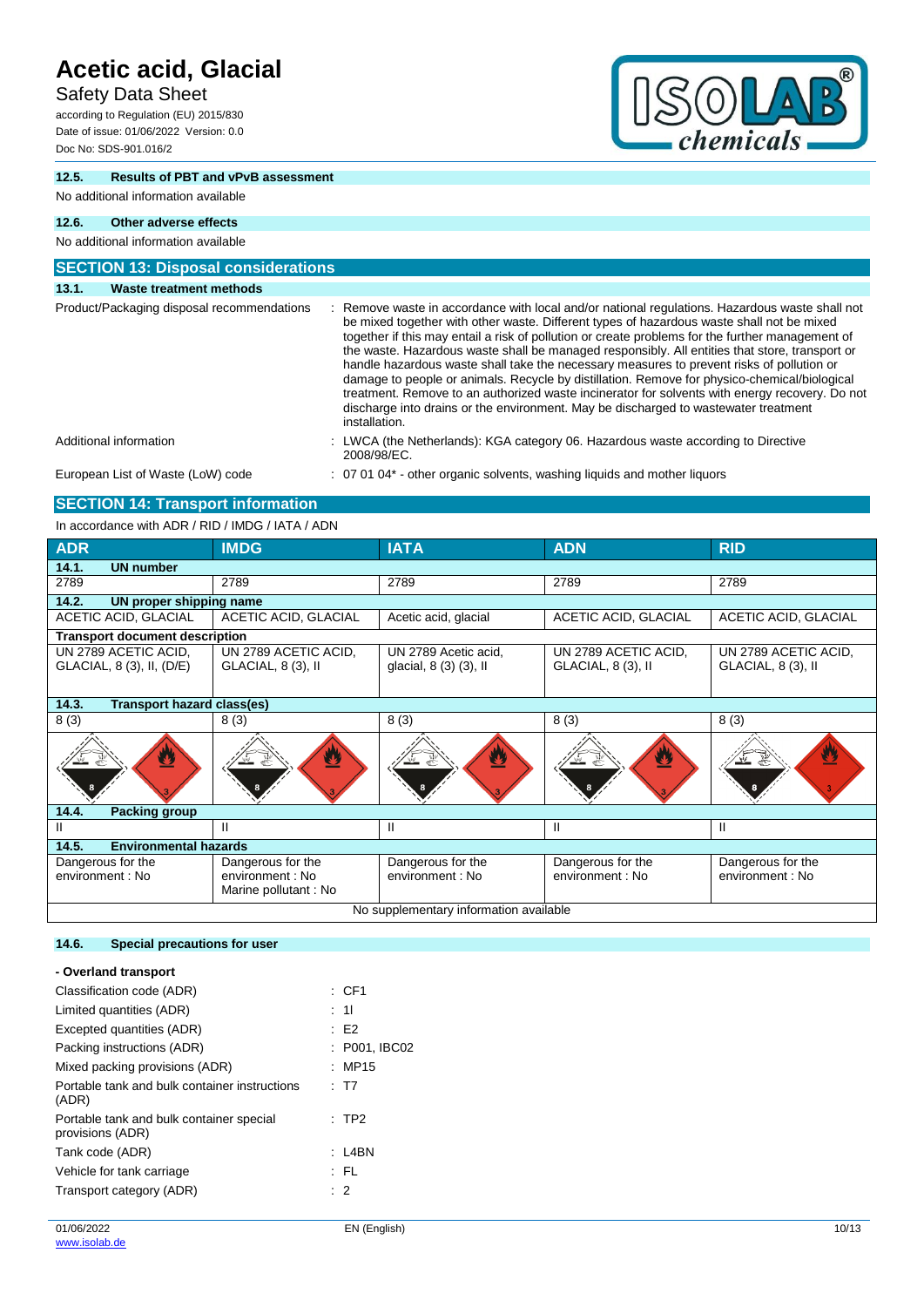### 12.5. Results of PBT and vPvB assessment

No additional information available

### 12.6. Other adverse effects

No additional information available

## SECTION 13: Disposal considerations

### 13.1. Waste treatment methods

| | |
|---|---|
| Product/Packaging disposal recommendations | : Remove waste in accordance with local and/or national regulations. Hazardous waste shall not be mixed together with other waste. Different types of hazardous waste shall not be mixed together if this may entail a risk of pollution or create problems for the further management of the waste. Hazardous waste shall be managed responsibly. All entities that store, transport or handle hazardous waste shall take the necessary measures to prevent risks of pollution or damage to people or animals. Recycle by distillation. Remove for physico-chemical/biological treatment. Remove to an authorized waste incinerator for solvents with energy recovery. Do not discharge into drains or the environment. May be discharged to wastewater treatment installation. |
| Additional information | : LWCA (the Netherlands): KGA category 06. Hazardous waste according to Directive 2008/98/EC. |
| European List of Waste (LoW) code | : 07 01 04* - other organic solvents, washing liquids and mother liquors |

## SECTION 14: Transport information

In accordance with ADR / RID / IMDG / IATA / ADN

| ADR | IMDG | IATA | ADN | RID |
|---|---|---|---|---|
| **14.1. UN number** | | | | |
| 2789 | 2789 | 2789 | 2789 | 2789 |
| **14.2. UN proper shipping name** | | | | |
| ACETIC ACID, GLACIAL | ACETIC ACID, GLACIAL | Acetic acid, glacial | ACETIC ACID, GLACIAL | ACETIC ACID, GLACIAL |
| **Transport document description** | | | | |
| UN 2789 ACETIC ACID, GLACIAL, 8 (3), II, (D/E) | UN 2789 ACETIC ACID, GLACIAL, 8 (3), II | UN 2789 Acetic acid, glacial, 8 (3) (3), II | UN 2789 ACETIC ACID, GLACIAL, 8 (3), II | UN 2789 ACETIC ACID, GLACIAL, 8 (3), II |
| **14.3. Transport hazard class(es)** | | | | |
| 8 (3) | 8 (3) | 8 (3) | 8 (3) | 8 (3) |
| **14.4. Packing group** | | | | |
| II | II | II | II | II |
| **14.5. Environmental hazards** | | | | |
| Dangerous for the environment : No | Dangerous for the environment : No<br>Marine pollutant : No | Dangerous for the environment : No | Dangerous for the environment : No | Dangerous for the environment : No |
| No supplementary information available | | | | |

### 14.6. Special precautions for user

**- Overland transport**

| | |
|---|---|
| Classification code (ADR) | : CF1 |
| Limited quantities (ADR) | : 1l |
| Excepted quantities (ADR) | : E2 |
| Packing instructions (ADR) | : P001, IBC02 |
| Mixed packing provisions (ADR) | : MP15 |
| Portable tank and bulk container instructions (ADR) | : T7 |
| Portable tank and bulk container special provisions (ADR) | : TP2 |
| Tank code (ADR) | : L4BN |
| Vehicle for tank carriage | : FL |
| Transport category (ADR) | : 2 |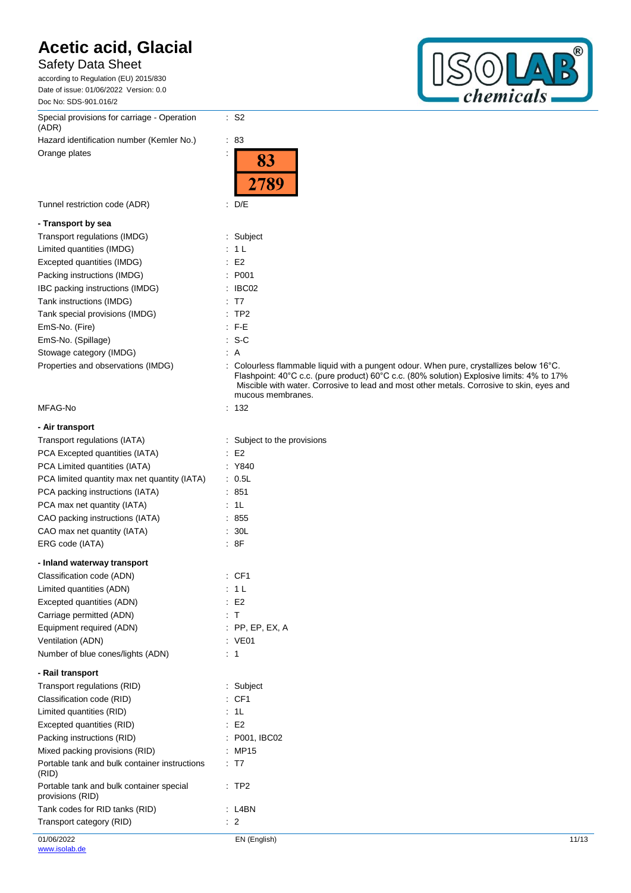| | |
|---|---|
| Special provisions for carriage - Operation (ADR) | : S2 |
| Hazard identification number (Kemler No.) | : 83 |
| Orange plates | : 83 / 2789 |
| Tunnel restriction code (ADR) | : D/E |

**- Transport by sea**

| | |
|---|---|
| Transport regulations (IMDG) | : Subject |
| Limited quantities (IMDG) | : 1 L |
| Excepted quantities (IMDG) | : E2 |
| Packing instructions (IMDG) | : P001 |
| IBC packing instructions (IMDG) | : IBC02 |
| Tank instructions (IMDG) | : T7 |
| Tank special provisions (IMDG) | : TP2 |
| EmS-No. (Fire) | : F-E |
| EmS-No. (Spillage) | : S-C |
| Stowage category (IMDG) | : A |
| Properties and observations (IMDG) | : Colourless flammable liquid with a pungent odour. When pure, crystallizes below 16°C. Flashpoint: 40°C c.c. (pure product) 60°C c.c. (80% solution) Explosive limits: 4% to 17% Miscible with water. Corrosive to lead and most other metals. Corrosive to skin, eyes and mucous membranes. |
| MFAG-No | : 132 |

**- Air transport**

| | |
|---|---|
| Transport regulations (IATA) | : Subject to the provisions |
| PCA Excepted quantities (IATA) | : E2 |
| PCA Limited quantities (IATA) | : Y840 |
| PCA limited quantity max net quantity (IATA) | : 0.5L |
| PCA packing instructions (IATA) | : 851 |
| PCA max net quantity (IATA) | : 1L |
| CAO packing instructions (IATA) | : 855 |
| CAO max net quantity (IATA) | : 30L |
| ERG code (IATA) | : 8F |

**- Inland waterway transport**

| | |
|---|---|
| Classification code (ADN) | : CF1 |
| Limited quantities (ADN) | : 1 L |
| Excepted quantities (ADN) | : E2 |
| Carriage permitted (ADN) | : T |
| Equipment required (ADN) | : PP, EP, EX, A |
| Ventilation (ADN) | : VE01 |
| Number of blue cones/lights (ADN) | : 1 |

**- Rail transport**

| | |
|---|---|
| Transport regulations (RID) | : Subject |
| Classification code (RID) | : CF1 |
| Limited quantities (RID) | : 1L |
| Excepted quantities (RID) | : E2 |
| Packing instructions (RID) | : P001, IBC02 |
| Mixed packing provisions (RID) | : MP15 |
| Portable tank and bulk container instructions (RID) | : T7 |
| Portable tank and bulk container special provisions (RID) | : TP2 |
| Tank codes for RID tanks (RID) | : L4BN |
| Transport category (RID) | : 2 |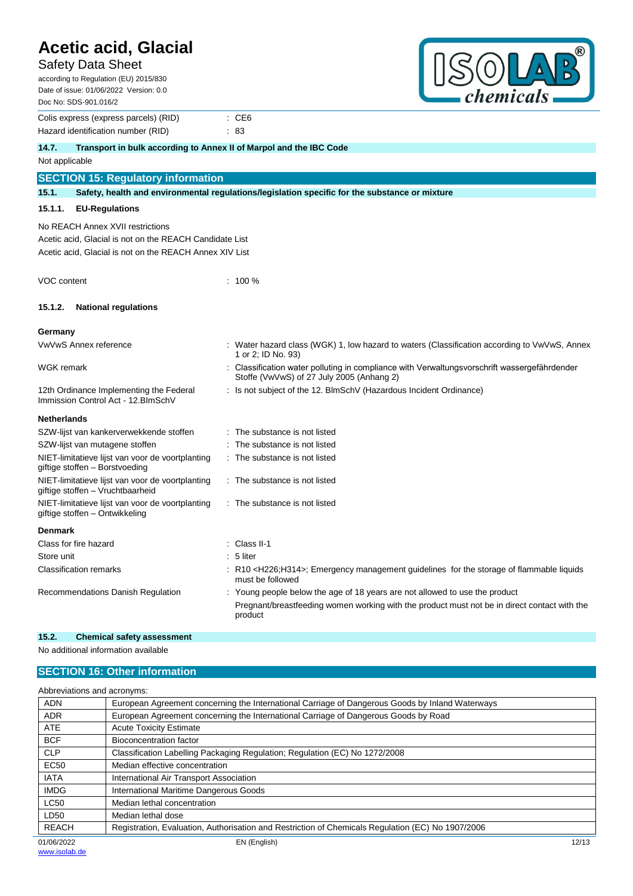Colis express (express parcels) (RID) : CE6

Hazard identification number (RID) : 83

### 14.7. Transport in bulk according to Annex II of Marpol and the IBC Code

Not applicable

## SECTION 15: Regulatory information

### 15.1. Safety, health and environmental regulations/legislation specific for the substance or mixture

#### 15.1.1. EU-Regulations

No REACH Annex XVII restrictions

Acetic acid, Glacial is not on the REACH Candidate List

Acetic acid, Glacial is not on the REACH Annex XIV List

VOC content : 100 %

#### 15.1.2. National regulations

**Germany**

| | |
|---|---|
| VwVwS Annex reference | : Water hazard class (WGK) 1, low hazard to waters (Classification according to VwVwS, Annex 1 or 2; ID No. 93) |
| WGK remark | : Classification water polluting in compliance with Verwaltungsvorschrift wassergefährdender Stoffe (VwVwS) of 27 July 2005 (Anhang 2) |
| 12th Ordinance Implementing the Federal Immission Control Act - 12.BImSchV | : Is not subject of the 12. BlmSchV (Hazardous Incident Ordinance) |

**Netherlands**

| | |
|---|---|
| SZW-lijst van kankerverwekkende stoffen | : The substance is not listed |
| SZW-lijst van mutagene stoffen | : The substance is not listed |
| NIET-limitatieve lijst van voor de voortplanting giftige stoffen – Borstvoeding | : The substance is not listed |
| NIET-limitatieve lijst van voor de voortplanting giftige stoffen – Vruchtbaarheid | : The substance is not listed |
| NIET-limitatieve lijst van voor de voortplanting giftige stoffen – Ontwikkeling | : The substance is not listed |

**Denmark**

| | |
|---|---|
| Class for fire hazard | : Class II-1 |
| Store unit | : 5 liter |
| Classification remarks | : R10 <H226;H314>; Emergency management guidelines for the storage of flammable liquids must be followed |
| Recommendations Danish Regulation | : Young people below the age of 18 years are not allowed to use the product<br>Pregnant/breastfeeding women working with the product must not be in direct contact with the product |

### 15.2. Chemical safety assessment

No additional information available

## SECTION 16: Other information

Abbreviations and acronyms:

| | |
|---|---|
| ADN | European Agreement concerning the International Carriage of Dangerous Goods by Inland Waterways |
| ADR | European Agreement concerning the International Carriage of Dangerous Goods by Road |
| ATE | Acute Toxicity Estimate |
| BCF | Bioconcentration factor |
| CLP | Classification Labelling Packaging Regulation; Regulation (EC) No 1272/2008 |
| EC50 | Median effective concentration |
| IATA | International Air Transport Association |
| IMDG | International Maritime Dangerous Goods |
| LC50 | Median lethal concentration |
| LD50 | Median lethal dose |
| REACH | Registration, Evaluation, Authorisation and Restriction of Chemicals Regulation (EC) No 1907/2006 |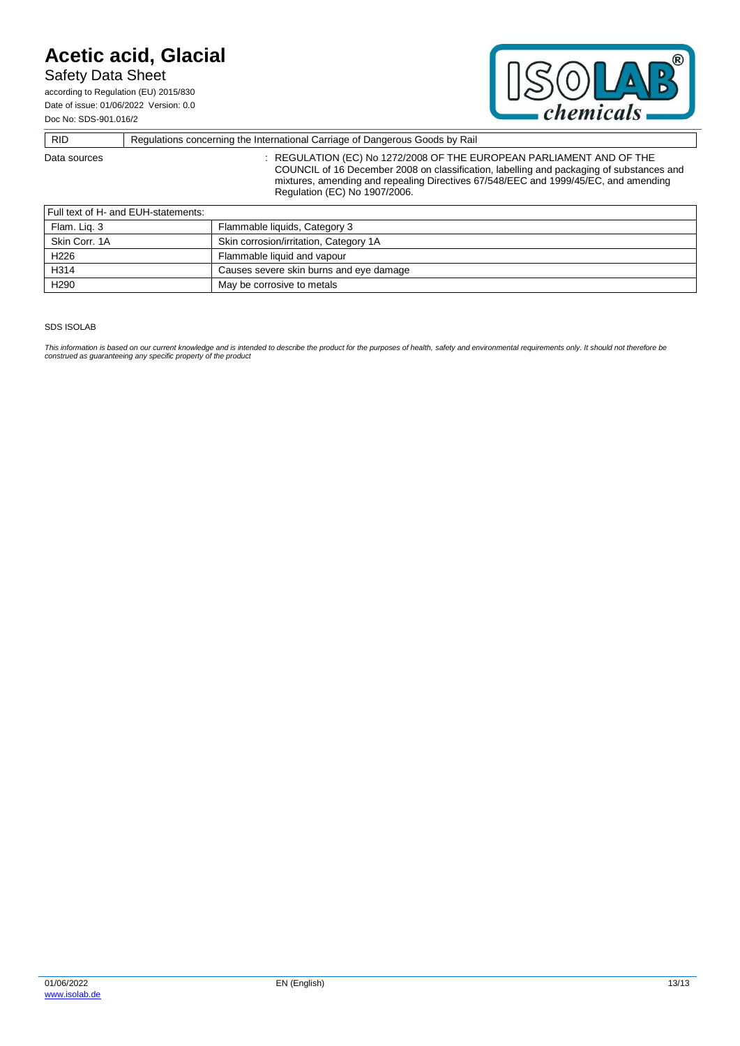| | |
|---|---|
| RID | Regulations concerning the International Carriage of Dangerous Goods by Rail |

Data sources : REGULATION (EC) No 1272/2008 OF THE EUROPEAN PARLIAMENT AND OF THE COUNCIL of 16 December 2008 on classification, labelling and packaging of substances and mixtures, amending and repealing Directives 67/548/EEC and 1999/45/EC, and amending Regulation (EC) No 1907/2006.

| Full text of H- and EUH-statements: | |
|---|---|
| Flam. Liq. 3 | Flammable liquids, Category 3 |
| Skin Corr. 1A | Skin corrosion/irritation, Category 1A |
| H226 | Flammable liquid and vapour |
| H314 | Causes severe skin burns and eye damage |
| H290 | May be corrosive to metals |

SDS ISOLAB

*This information is based on our current knowledge and is intended to describe the product for the purposes of health, safety and environmental requirements only. It should not therefore be construed as guaranteeing any specific property of the product*